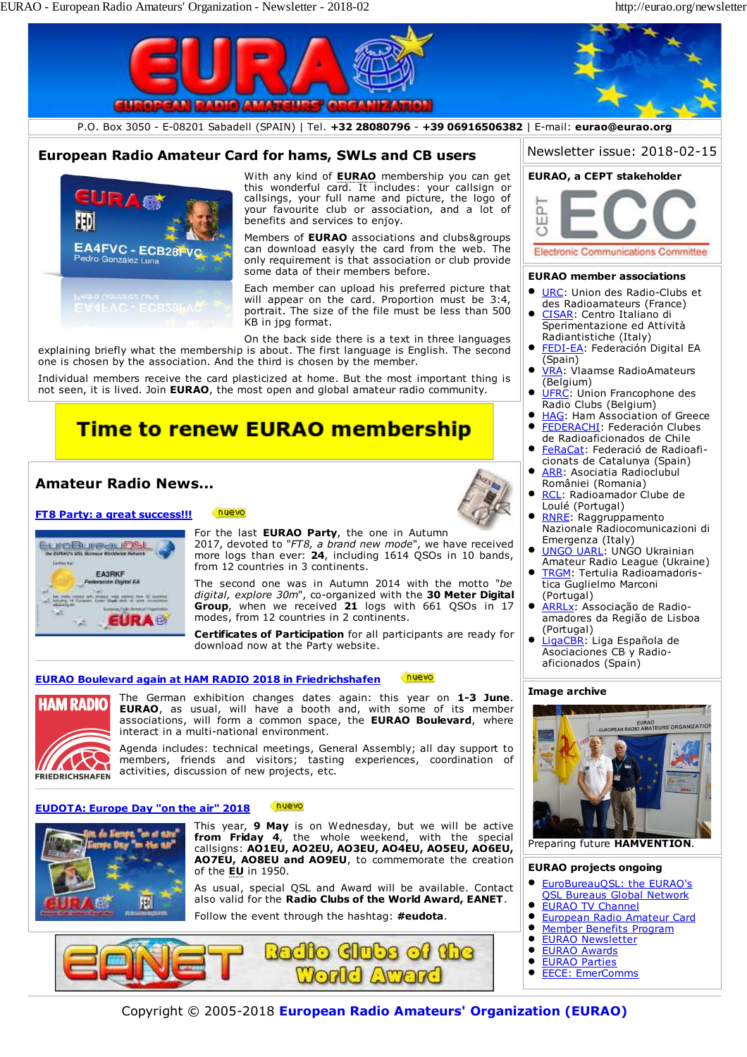P.O. Box 3050 - E-08201 Sabadell (SPAIN) | Tel. **+32 28080796** - **+39 06916506382** | E-mail: **eurao@eurao.org**

## European Radio Amateur Card for hams, SWLs and CB users

With any kind of **EURAO** membership you can get this wonderful card. It includes: your callsign or callsigns, your full name and picture, the logo of your favourite club or association, and a lot of benefits and services to enjoy.

Members of **EURAO** associations and clubs&groups can download easyly the card from the web. The only requirement is that association or club provide some data of their members before.

Each member can upload his preferred picture that will appear on the card. Proportion must be 3:4, portrait. The size of the file must be less than 500 KB in jpg format.

On the back side there is a text in three languages explaining briefly what the membership is about. The first language is English. The second one is chosen by the association. And the third is chosen by the member.

Individual members receive the card plasticized at home. But the most important thing is not seen, it is lived. Join **EURAO**, the most open and global amateur radio community.

**Time to renew EURAO membership**

## Amateur Radio News...

### FT8 Party: a great success!!! (nuevo)

For the last **EURAO Party**, the one in Autumn 2017, devoted to "*FT8, a brand new mode*", we have received more logs than ever: **24**, including 1614 QSOs in 10 bands, from 12 countries in 3 continents.

The second one was in Autumn 2014 with the motto "*be digital, explore 30m*", co-organized with the **30 Meter Digital Group**, when we received **21** logs with 661 QSOs in 17 modes, from 12 countries in 2 continents.

**Certificates of Participation** for all participants are ready for download now at the Party website.

### EURAO Boulevard again at HAM RADIO 2018 in Friedrichshafen (nuevo)

The German exhibition changes dates again: this year on **1-3 June**. **EURAO**, as usual, will have a booth and, with some of its member associations, will form a common space, the **EURAO Boulevard**, where interact in a multi-national environment.

Agenda includes: technical meetings, General Assembly; all day support to members, friends and visitors; tasting experiences, coordination of activities, discussion of new projects, etc.

### EUDOTA: Europe Day "on the air" 2018 (nuevo)

This year, **9 May** is on Wednesday, but we will be active **from Friday 4**, the whole weekend, with the special callsigns: **AO1EU, AO2EU, AO3EU, AO4EU, AO5EU, AO6EU, AO7EU, AO8EU and AO9EU**, to commemorate the creation of the **EU** in 1950.

As usual, special QSL and Award will be available. Contact also valid for the **Radio Clubs of the World Award, EANET**.

Follow the event through the hashtag: **#eudota**.

**EANET Radio Clubs of the World Award**

---

Newsletter issue: 2018-02-15

### EURAO, a CEPT stakeholder

CEPT ECC — Electronic Communications Committee

### EURAO member associations

- URC: Union des Radio-Clubs et des Radioamateurs (France)
- CISAR: Centro Italiano di Sperimentazione ed Attività Radiantistiche (Italy)
- FEDI-EA: Federación Digital EA (Spain)
- VRA: Vlaamse RadioAmateurs (Belgium)
- UFRC: Union Francophone des Radio Clubs (Belgium)
- HAG: Ham Association of Greece
- FEDERACHI: Federación Clubes de Radioaficionados de Chile
- FeRaCat: Federació de Radioafi-cionats de Catalunya (Spain)
- ARR: Asociatia Radioclubul României (Romania)
- RCL: Radioamador Clube de Loulé (Portugal)
- RNRE: Raggruppamento Nazionale Radiocomunicazioni di Emergenza (Italy)
- UNGO UARL: UNGO Ukrainian Amateur Radio League (Ukraine)
- TRGM: Tertulia Radioamadoris-tica Guglielmo Marconi (Portugal)
- ARRLx: Associação de Radio-amadores da Região de Lisboa (Portugal)
- LigaCBR: Liga Española de Asociaciones CB y Radio-aficionados (Spain)

### Image archive

Preparing future **HAMVENTION**.

### EURAO projects ongoing

- EuroBureauQSL: the EURAO's QSL Bureaus Global Network
- EURAO TV Channel
- European Radio Amateur Card
- Member Benefits Program
- EURAO Newsletter
- EURAO Awards
- EURAO Parties
- EECE: EmerComms

Copyright © 2005-2018 **European Radio Amateurs' Organization (EURAO)**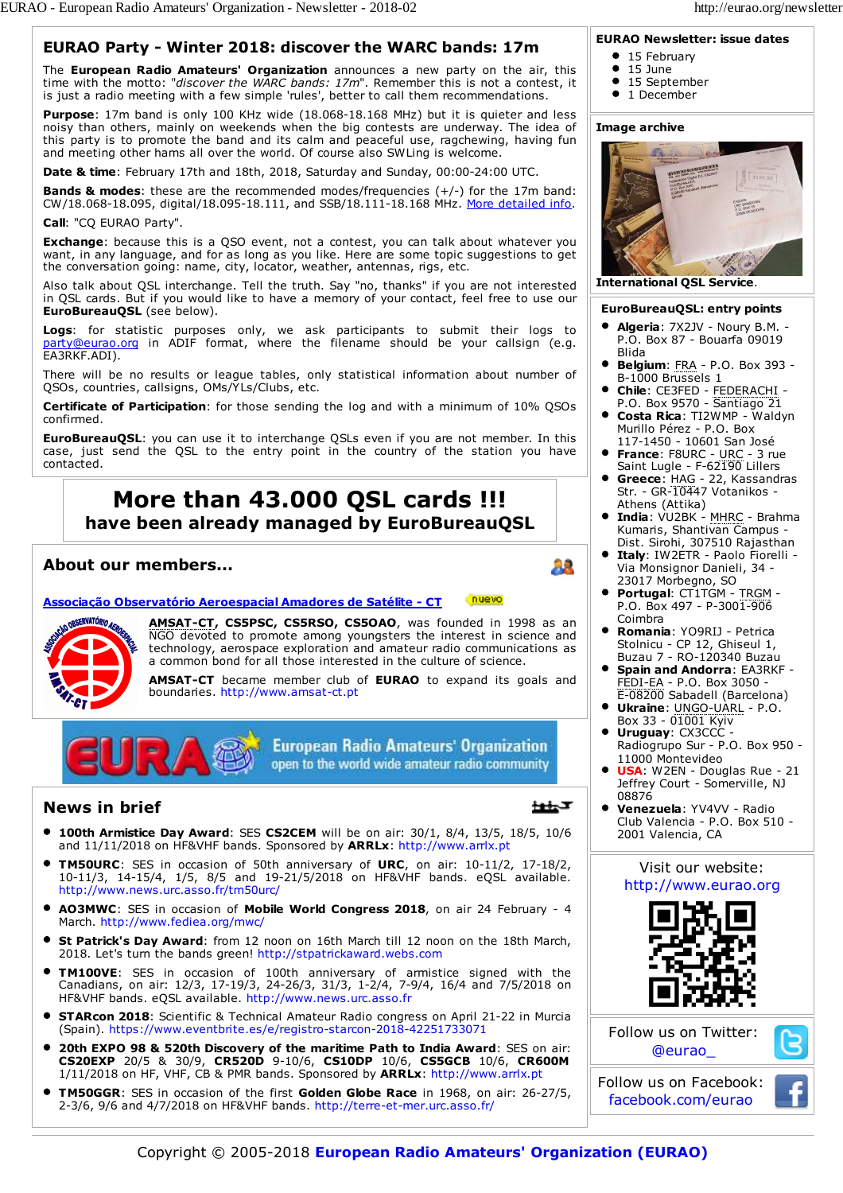## EURAO Party - Winter 2018: discover the WARC bands: 17m

The **European Radio Amateurs' Organization** announces a new party on the air, this time with the motto: "*discover the WARC bands: 17m*". Remember this is not a contest, it is just a radio meeting with a few simple 'rules', better to call them recommendations.

**Purpose**: 17m band is only 100 KHz wide (18.068-18.168 MHz) but it is quieter and less noisy than others, mainly on weekends when the big contests are underway. The idea of this party is to promote the band and its calm and peaceful use, ragchewing, having fun and meeting other hams all over the world. Of course also SWLing is welcome.

**Date & time**: February 17th and 18th, 2018, Saturday and Sunday, 00:00-24:00 UTC.

**Bands & modes**: these are the recommended modes/frequencies (+/-) for the 17m band: CW/18.068-18.095, digital/18.095-18.111, and SSB/18.111-18.168 MHz. More detailed info.

**Call**: "CQ EURAO Party".

**Exchange**: because this is a QSO event, not a contest, you can talk about whatever you want, in any language, and for as long as you like. Here are some topic suggestions to get the conversation going: name, city, locator, weather, antennas, rigs, etc.

Also talk about QSL interchange. Tell the truth. Say "no, thanks" if you are not interested in QSL cards. But if you would like to have a memory of your contact, feel free to use our **EuroBureauQSL** (see below).

**Logs**: for statistic purposes only, we ask participants to submit their logs to party@eurao.org in ADIF format, where the filename should be your callsign (e.g. EA3RKF.ADI).

There will be no results or league tables, only statistical information about number of QSOs, countries, callsigns, OMs/YLs/Clubs, etc.

**Certificate of Participation**: for those sending the log and with a minimum of 10% QSOs confirmed.

**EuroBureauQSL**: you can use it to interchange QSLs even if you are not member. In this case, just send the QSL to the entry point in the country of the station you have contacted.

# More than 43.000 QSL cards !!!
## have been already managed by EuroBureauQSL

## About our members...

**Associação Observatório Aeroespacial Amadores de Satélite - CT** nuevo

**AMSAT-CT, CS5PSC, CS5RSO, CS5OAO**, was founded in 1998 as an NGO devoted to promote among youngsters the interest in science and technology, aerospace exploration and amateur radio communications as a common bond for all those interested in the culture of science.

**AMSAT-CT** became member club of **EURAO** to expand its goals and boundaries. http://www.amsat-ct.pt

EURAO European Radio Amateurs' Organization — open to the world wide amateur radio community

## News in brief

- **100th Armistice Day Award**: SES **CS2CEM** will be on air: 30/1, 8/4, 13/5, 18/5, 10/6 and 11/11/2018 on HF&VHF bands. Sponsored by **ARRLx**: http://www.arrlx.pt
- **TM50URC**: SES in occasion of 50th anniversary of **URC**, on air: 10-11/2, 17-18/2, 10-13/4, 14-15/4, 1/5, 8/5 and 19-21/5/2018 on HF&VHF bands. eQSL available. http://www.news.urc.asso.fr/tm50urc/
- **AO3MWC**: SES in occasion of **Mobile World Congress 2018**, on air 24 February - 4 March. http://www.fediea.org/mwc/
- **St Patrick's Day Award**: from 12 noon on 16th March till 12 noon on the 18th March, 2018. Let's turn the bands green! http://stpatrickaward.webs.com
- **TM100VE**: SES in occasion of 100th anniversary of armistice signed with the Canadians, on air: 12/3, 17-19/3, 24-26/3, 31/3, 1-2/4, 7-9/4, 16/4 and 7/5/2018 on HF&VHF bands. eQSL available. http://www.news.urc.asso.fr
- **STARcon 2018**: Scientific & Technical Amateur Radio congress on April 21-22 in Murcia (Spain). https://www.eventbrite.es/e/registro-starcon-2018-42251733071
- **20th EXPO 98 & 520th Discovery of the maritime Path to India Award**: SES on air: **CS20EXP** 20/5 & 30/9, **CR520D** 9-10/6, **CS10DP** 10/6, **CS5GCB** 10/6, **CR600M** 1/11/2018 on HF, VHF, CB & PMR bands. Sponsored by **ARRLx**: http://www.arrlx.pt
- **TM50GGR**: SES in occasion of the first **Golden Globe Race** in 1968, on air: 26-27/5, 2-3/6, 9/6 and 4/7/2018 on HF&VHF bands. http://terre-et-mer.urc.asso.fr/

### EURAO Newsletter: issue dates

- 15 February
- 15 June
- 15 September
- 1 December

### Image archive

International QSL Service.

### EuroBureauQSL: entry points

- **Algeria**: 7X2JV - Noury B.M. - P.O. Box 87 - Bouarfa 09019 Blida
- **Belgium**: FRA - P.O. Box 393 - B-1000 Brussels 1
- **Chile**: CE3FED - FEDERACHI - P.O. Box 9570 - Santiago 21
- **Costa Rica**: TI2WMP - Waldyn Murillo Pérez - P.O. Box 117-1450 - 10601 San José
- **France**: F8URC - URC - 3 rue Saint Lugle - F-62190 Lillers
- **Greece**: HAG - 22, Kassandras Str. - GR-10447 Votanikos - Athens (Attika)
- **India**: VU2BK - MHRC - Brahma Kumaris, Shantivan Campus - Dist. Sirohi, 307510 Rajasthan
- **Italy**: IW2ETR - Paolo Fiorelli - Via Monsignor Danieli, 34 - 23017 Morbegno, SO
- **Portugal**: CT1TGM - TRGM - P.O. Box 497 - P-3001-906 Coimbra
- **Romania**: YO9RIJ - Petrica Stolnicu - CP 12, Ghiseul 1, Buzau 7 - RO-120340 Buzau
- **Spain and Andorra**: EA3RKF - FEDI-EA - P.O. Box 3050 - E-08200 Sabadell (Barcelona)
- **Ukraine**: UNGO-UARL - P.O. Box 33 - 01001 Kyiv
- **Uruguay**: CX3CCC - Radiogrupo Sur - P.O. Box 950 - 11000 Montevideo
- **USA**: W2EN - Douglas Rue - 21 Jeffrey Court - Somerville, NJ 08876
- **Venezuela**: YV4VV - Radio Club Valencia - P.O. Box 510 - 2001 Valencia, CA

Visit our website: http://www.eurao.org

Follow us on Twitter: @eurao_

Follow us on Facebook: facebook.com/eurao

Copyright © 2005-2018 **European Radio Amateurs' Organization (EURAO)**